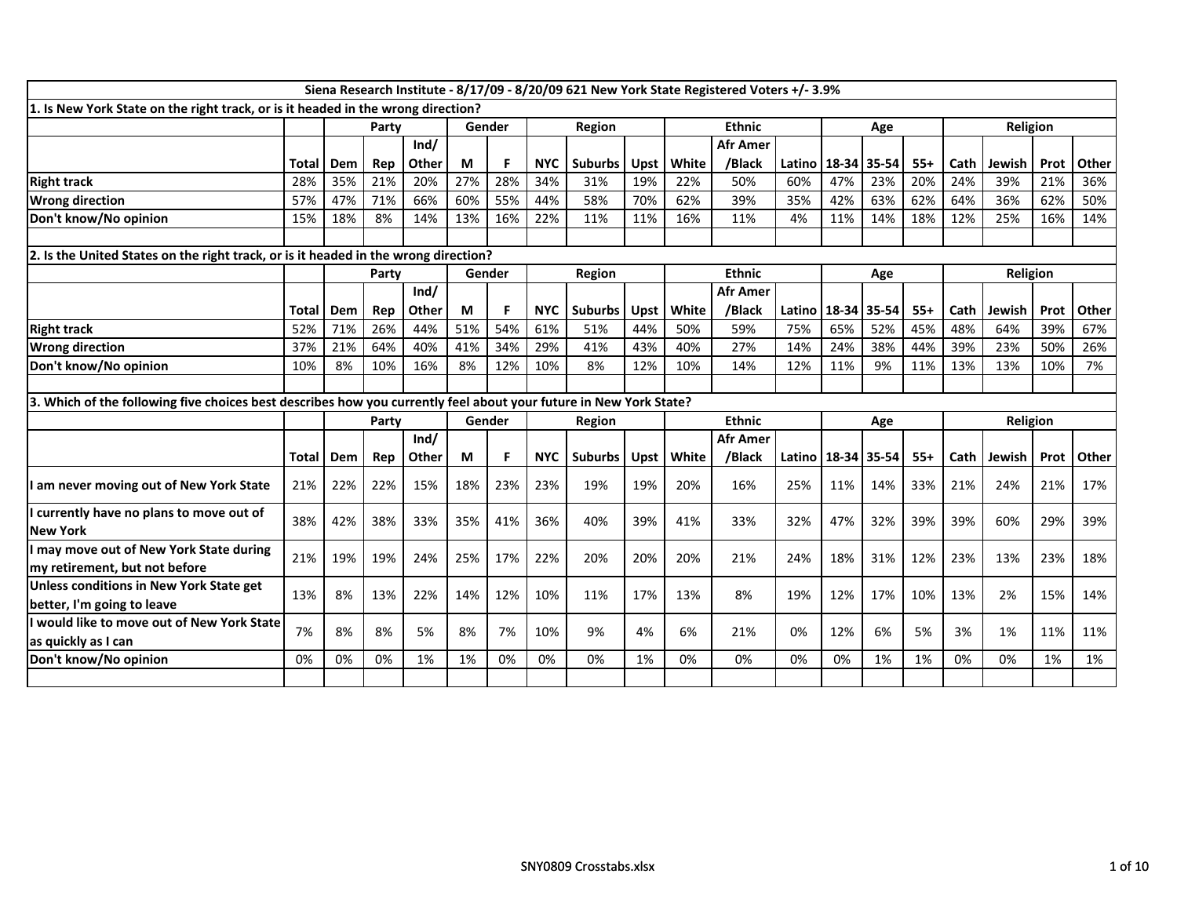Siena Research Institute - 8/17/09 - 8/20/09 621 New York State Registered Voters +/- 3.9%

1. Is New York State on the right track, or is it headed in the wrong direction?

| | | Party | | | Gender | | Region | | | Ethnic | | | Age | | | Religion | | | |
|---|---|---|---|---|---|---|---|---|---|---|---|---|---|---|---|---|---|---|---|
| | Total | Dem | Rep | Ind/ Other | M | F | NYC | Suburbs | Upst | White | Afr Amer /Black | Latino | 18-34 | 35-54 | 55+ | Cath | Jewish | Prot | Other |
| Right track | 28% | 35% | 21% | 20% | 27% | 28% | 34% | 31% | 19% | 22% | 50% | 60% | 47% | 23% | 20% | 24% | 39% | 21% | 36% |
| Wrong direction | 57% | 47% | 71% | 66% | 60% | 55% | 44% | 58% | 70% | 62% | 39% | 35% | 42% | 63% | 62% | 64% | 36% | 62% | 50% |
| Don't know/No opinion | 15% | 18% | 8% | 14% | 13% | 16% | 22% | 11% | 11% | 16% | 11% | 4% | 11% | 14% | 18% | 12% | 25% | 16% | 14% |

2. Is the United States on the right track, or is it headed in the wrong direction?

| | | Party | | | Gender | | Region | | | Ethnic | | | Age | | | Religion | | | |
|---|---|---|---|---|---|---|---|---|---|---|---|---|---|---|---|---|---|---|---|
| | Total | Dem | Rep | Ind/ Other | M | F | NYC | Suburbs | Upst | White | Afr Amer /Black | Latino | 18-34 | 35-54 | 55+ | Cath | Jewish | Prot | Other |
| Right track | 52% | 71% | 26% | 44% | 51% | 54% | 61% | 51% | 44% | 50% | 59% | 75% | 65% | 52% | 45% | 48% | 64% | 39% | 67% |
| Wrong direction | 37% | 21% | 64% | 40% | 41% | 34% | 29% | 41% | 43% | 40% | 27% | 14% | 24% | 38% | 44% | 39% | 23% | 50% | 26% |
| Don't know/No opinion | 10% | 8% | 10% | 16% | 8% | 12% | 10% | 8% | 12% | 10% | 14% | 12% | 11% | 9% | 11% | 13% | 13% | 10% | 7% |

3. Which of the following five choices best describes how you currently feel about your future in New York State?

| | | Party | | | Gender | | Region | | | Ethnic | | | Age | | | Religion | | | |
|---|---|---|---|---|---|---|---|---|---|---|---|---|---|---|---|---|---|---|---|
| | Total | Dem | Rep | Ind/ Other | M | F | NYC | Suburbs | Upst | White | Afr Amer /Black | Latino | 18-34 | 35-54 | 55+ | Cath | Jewish | Prot | Other |
| I am never moving out of New York State | 21% | 22% | 22% | 15% | 18% | 23% | 23% | 19% | 19% | 20% | 16% | 25% | 11% | 14% | 33% | 21% | 24% | 21% | 17% |
| I currently have no plans to move out of New York | 38% | 42% | 38% | 33% | 35% | 41% | 36% | 40% | 39% | 41% | 33% | 32% | 47% | 32% | 39% | 39% | 60% | 29% | 39% |
| I may move out of New York State during my retirement, but not before | 21% | 19% | 19% | 24% | 25% | 17% | 22% | 20% | 20% | 20% | 21% | 24% | 18% | 31% | 12% | 23% | 13% | 23% | 18% |
| Unless conditions in New York State get better, I'm going to leave | 13% | 8% | 13% | 22% | 14% | 12% | 10% | 11% | 17% | 13% | 8% | 19% | 12% | 17% | 10% | 13% | 2% | 15% | 14% |
| I would like to move out of New York State as quickly as I can | 7% | 8% | 8% | 5% | 8% | 7% | 10% | 9% | 4% | 6% | 21% | 0% | 12% | 6% | 5% | 3% | 1% | 11% | 11% |
| Don't know/No opinion | 0% | 0% | 0% | 1% | 1% | 0% | 0% | 0% | 1% | 0% | 0% | 0% | 0% | 1% | 1% | 0% | 0% | 1% | 1% |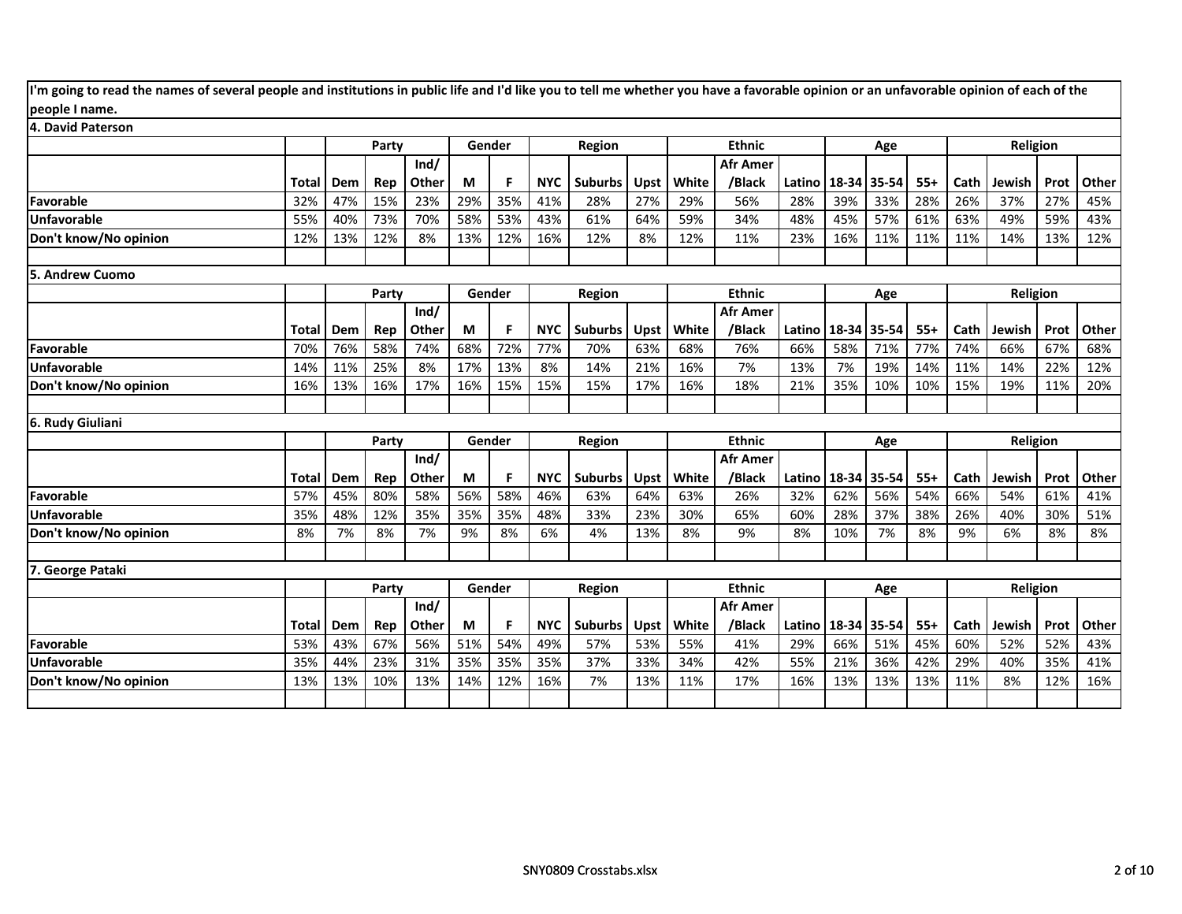I'm going to read the names of several people and institutions in public life and I'd like you to tell me whether you have a favorable opinion or an unfavorable opinion of each of the people I name.

**4. David Paterson**

| | | Party | | | Gender | | Region | | | Ethnic | | | Age | | | Religion | | | |
|---|---|---|---|---|---|---|---|---|---|---|---|---|---|---|---|---|---|---|---|
| | Total | Dem | Rep | Ind/ Other | M | F | NYC | Suburbs | Upst | White | Afr Amer /Black | Latino | 18-34 | 35-54 | 55+ | Cath | Jewish | Prot | Other |
| Favorable | 32% | 47% | 15% | 23% | 29% | 35% | 41% | 28% | 27% | 29% | 56% | 28% | 39% | 33% | 28% | 26% | 37% | 27% | 45% |
| Unfavorable | 55% | 40% | 73% | 70% | 58% | 53% | 43% | 61% | 64% | 59% | 34% | 48% | 45% | 57% | 61% | 63% | 49% | 59% | 43% |
| Don't know/No opinion | 12% | 13% | 12% | 8% | 13% | 12% | 16% | 12% | 8% | 12% | 11% | 23% | 16% | 11% | 11% | 11% | 14% | 13% | 12% |

**5. Andrew Cuomo**

| | | Party | | | Gender | | Region | | | Ethnic | | | Age | | | Religion | | | |
|---|---|---|---|---|---|---|---|---|---|---|---|---|---|---|---|---|---|---|---|
| | Total | Dem | Rep | Ind/ Other | M | F | NYC | Suburbs | Upst | White | Afr Amer /Black | Latino | 18-34 | 35-54 | 55+ | Cath | Jewish | Prot | Other |
| Favorable | 70% | 76% | 58% | 74% | 68% | 72% | 77% | 70% | 63% | 68% | 76% | 66% | 58% | 71% | 77% | 74% | 66% | 67% | 68% |
| Unfavorable | 14% | 11% | 25% | 8% | 17% | 13% | 8% | 14% | 21% | 16% | 7% | 13% | 7% | 19% | 14% | 11% | 14% | 22% | 12% |
| Don't know/No opinion | 16% | 13% | 16% | 17% | 16% | 15% | 15% | 15% | 17% | 16% | 18% | 21% | 35% | 10% | 10% | 15% | 19% | 11% | 20% |

**6. Rudy Giuliani**

| | | Party | | | Gender | | Region | | | Ethnic | | | Age | | | Religion | | | |
|---|---|---|---|---|---|---|---|---|---|---|---|---|---|---|---|---|---|---|---|
| | Total | Dem | Rep | Ind/ Other | M | F | NYC | Suburbs | Upst | White | Afr Amer /Black | Latino | 18-34 | 35-54 | 55+ | Cath | Jewish | Prot | Other |
| Favorable | 57% | 45% | 80% | 58% | 56% | 58% | 46% | 63% | 64% | 63% | 26% | 32% | 62% | 56% | 54% | 66% | 54% | 61% | 41% |
| Unfavorable | 35% | 48% | 12% | 35% | 35% | 35% | 48% | 33% | 23% | 30% | 65% | 60% | 28% | 37% | 38% | 26% | 40% | 30% | 51% |
| Don't know/No opinion | 8% | 7% | 8% | 7% | 9% | 8% | 6% | 4% | 13% | 8% | 9% | 8% | 10% | 7% | 8% | 9% | 6% | 8% | 8% |

**7. George Pataki**

| | | Party | | | Gender | | Region | | | Ethnic | | | Age | | | Religion | | | |
|---|---|---|---|---|---|---|---|---|---|---|---|---|---|---|---|---|---|---|---|
| | Total | Dem | Rep | Ind/ Other | M | F | NYC | Suburbs | Upst | White | Afr Amer /Black | Latino | 18-34 | 35-54 | 55+ | Cath | Jewish | Prot | Other |
| Favorable | 53% | 43% | 67% | 56% | 51% | 54% | 49% | 57% | 53% | 55% | 41% | 29% | 66% | 51% | 45% | 60% | 52% | 52% | 43% |
| Unfavorable | 35% | 44% | 23% | 31% | 35% | 35% | 35% | 37% | 33% | 34% | 42% | 55% | 21% | 36% | 42% | 29% | 40% | 35% | 41% |
| Don't know/No opinion | 13% | 13% | 10% | 13% | 14% | 12% | 16% | 7% | 13% | 11% | 17% | 16% | 13% | 13% | 13% | 11% | 8% | 12% | 16% |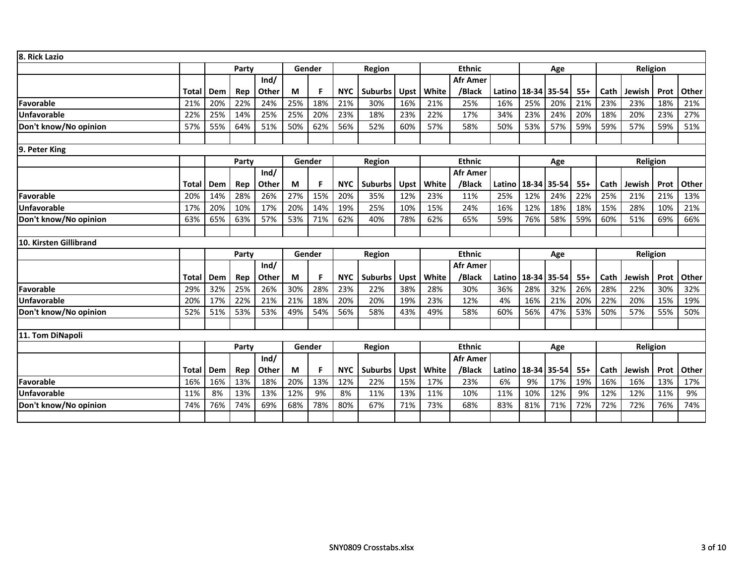| 8. Rick Lazio | | | | | | | | | | | | | | | | | | | |
|---|---|---|---|---|---|---|---|---|---|---|---|---|---|---|---|---|---|---|---|
| | | Party | | | Gender | | Region | | | Ethnic | | | Age | | | Religion | | | |
| | Total | Dem | Rep | Ind/ Other | M | F | NYC | Suburbs | Upst | White | Afr Amer /Black | Latino | 18-34 | 35-54 | 55+ | Cath | Jewish | Prot | Other |
| Favorable | 21% | 20% | 22% | 24% | 25% | 18% | 21% | 30% | 16% | 21% | 25% | 16% | 25% | 20% | 21% | 23% | 23% | 18% | 21% |
| Unfavorable | 22% | 25% | 14% | 25% | 25% | 20% | 23% | 18% | 23% | 22% | 17% | 34% | 23% | 24% | 20% | 18% | 20% | 23% | 27% |
| Don't know/No opinion | 57% | 55% | 64% | 51% | 50% | 62% | 56% | 52% | 60% | 57% | 58% | 50% | 53% | 57% | 59% | 59% | 57% | 59% | 51% |

| 9. Peter King | | | | | | | | | | | | | | | | | | | |
|---|---|---|---|---|---|---|---|---|---|---|---|---|---|---|---|---|---|---|---|
| | | Party | | | Gender | | Region | | | Ethnic | | | Age | | | Religion | | | |
| | Total | Dem | Rep | Ind/ Other | M | F | NYC | Suburbs | Upst | White | Afr Amer /Black | Latino | 18-34 | 35-54 | 55+ | Cath | Jewish | Prot | Other |
| Favorable | 20% | 14% | 28% | 26% | 27% | 15% | 20% | 35% | 12% | 23% | 11% | 25% | 12% | 24% | 22% | 25% | 21% | 21% | 13% |
| Unfavorable | 17% | 20% | 10% | 17% | 20% | 14% | 19% | 25% | 10% | 15% | 24% | 16% | 12% | 18% | 18% | 15% | 28% | 10% | 21% |
| Don't know/No opinion | 63% | 65% | 63% | 57% | 53% | 71% | 62% | 40% | 78% | 62% | 65% | 59% | 76% | 58% | 59% | 60% | 51% | 69% | 66% |

| 10. Kirsten Gillibrand | | | | | | | | | | | | | | | | | | | |
|---|---|---|---|---|---|---|---|---|---|---|---|---|---|---|---|---|---|---|---|
| | | Party | | | Gender | | Region | | | Ethnic | | | Age | | | Religion | | | |
| | Total | Dem | Rep | Ind/ Other | M | F | NYC | Suburbs | Upst | White | Afr Amer /Black | Latino | 18-34 | 35-54 | 55+ | Cath | Jewish | Prot | Other |
| Favorable | 29% | 32% | 25% | 26% | 30% | 28% | 23% | 22% | 38% | 28% | 30% | 36% | 28% | 32% | 26% | 28% | 22% | 30% | 32% |
| Unfavorable | 20% | 17% | 22% | 21% | 21% | 18% | 20% | 20% | 19% | 23% | 12% | 4% | 16% | 21% | 20% | 22% | 20% | 15% | 19% |
| Don't know/No opinion | 52% | 51% | 53% | 53% | 49% | 54% | 56% | 58% | 43% | 49% | 58% | 60% | 56% | 47% | 53% | 50% | 57% | 55% | 50% |

| 11. Tom DiNapoli | | | | | | | | | | | | | | | | | | | |
|---|---|---|---|---|---|---|---|---|---|---|---|---|---|---|---|---|---|---|---|
| | | Party | | | Gender | | Region | | | Ethnic | | | Age | | | Religion | | | |
| | Total | Dem | Rep | Ind/ Other | M | F | NYC | Suburbs | Upst | White | Afr Amer /Black | Latino | 18-34 | 35-54 | 55+ | Cath | Jewish | Prot | Other |
| Favorable | 16% | 16% | 13% | 18% | 20% | 13% | 12% | 22% | 15% | 17% | 23% | 6% | 9% | 17% | 19% | 16% | 16% | 13% | 17% |
| Unfavorable | 11% | 8% | 13% | 13% | 12% | 9% | 8% | 11% | 13% | 11% | 10% | 11% | 10% | 12% | 9% | 12% | 12% | 11% | 9% |
| Don't know/No opinion | 74% | 76% | 74% | 69% | 68% | 78% | 80% | 67% | 71% | 73% | 68% | 83% | 81% | 71% | 72% | 72% | 72% | 76% | 74% |

SNY0809 Crosstabs.xlsx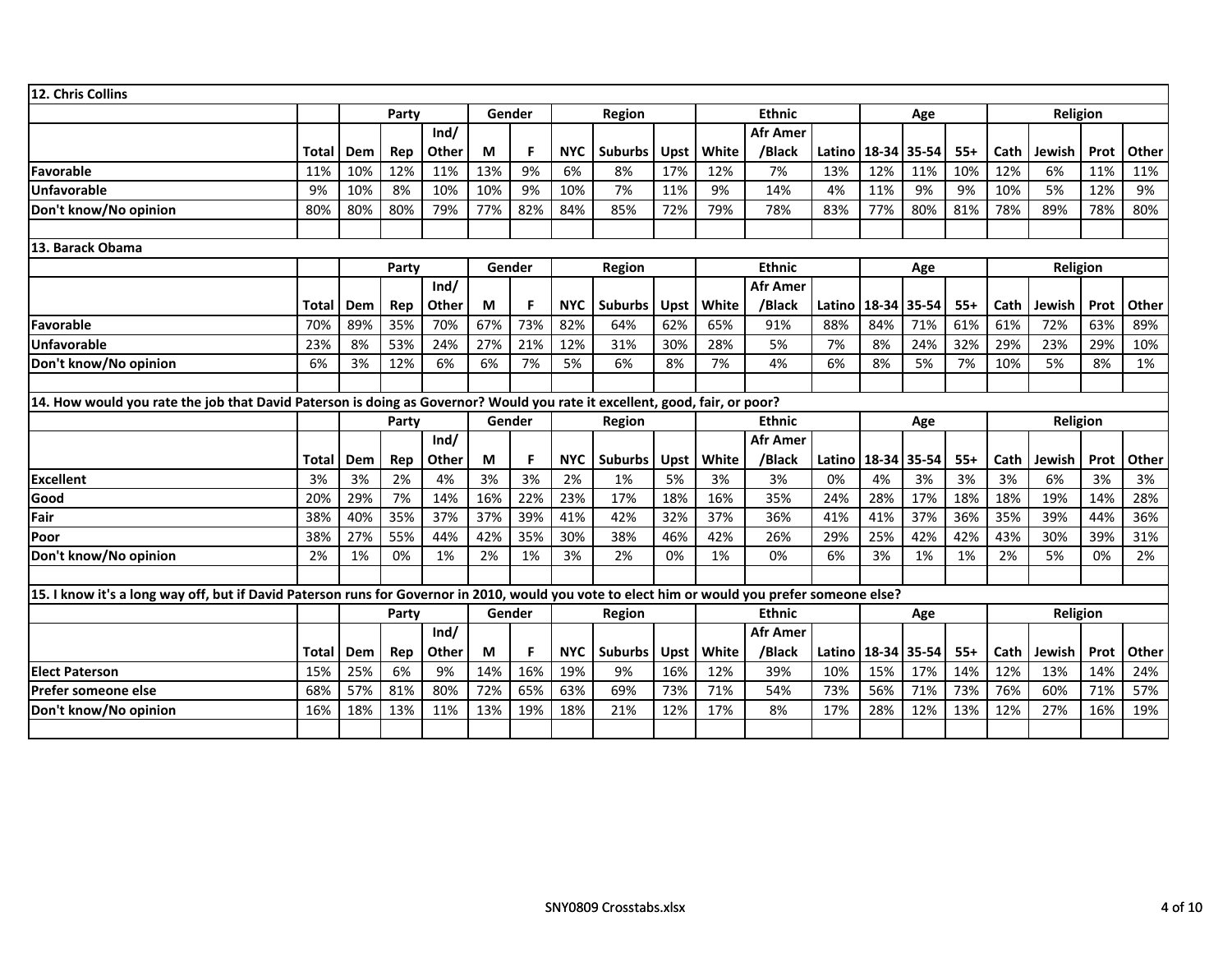### 12. Chris Collins

| | Total | Party | | | Gender | | Region | | | Ethnic | | | Age | | | Religion | | | |
|---|---|---|---|---|---|---|---|---|---|---|---|---|---|---|---|---|---|---|---|
| | | Dem | Rep | Ind/ Other | M | F | NYC | Suburbs | Upst | White | Afr Amer /Black | Latino | 18-34 | 35-54 | 55+ | Cath | Jewish | Prot | Other |
| Favorable | 11% | 10% | 12% | 11% | 13% | 9% | 6% | 8% | 17% | 12% | 7% | 13% | 12% | 11% | 10% | 12% | 6% | 11% | 11% |
| Unfavorable | 9% | 10% | 8% | 10% | 10% | 9% | 10% | 7% | 11% | 9% | 14% | 4% | 11% | 9% | 9% | 10% | 5% | 12% | 9% |
| Don't know/No opinion | 80% | 80% | 80% | 79% | 77% | 82% | 84% | 85% | 72% | 79% | 78% | 83% | 77% | 80% | 81% | 78% | 89% | 78% | 80% |

### 13. Barack Obama

| | Total | Party | | | Gender | | Region | | | Ethnic | | | Age | | | Religion | | | |
|---|---|---|---|---|---|---|---|---|---|---|---|---|---|---|---|---|---|---|---|
| | | Dem | Rep | Ind/ Other | M | F | NYC | Suburbs | Upst | White | Afr Amer /Black | Latino | 18-34 | 35-54 | 55+ | Cath | Jewish | Prot | Other |
| Favorable | 70% | 89% | 35% | 70% | 67% | 73% | 82% | 64% | 62% | 65% | 91% | 88% | 84% | 71% | 61% | 61% | 72% | 63% | 89% |
| Unfavorable | 23% | 8% | 53% | 24% | 27% | 21% | 12% | 31% | 30% | 28% | 5% | 7% | 8% | 24% | 32% | 29% | 23% | 29% | 10% |
| Don't know/No opinion | 6% | 3% | 12% | 6% | 6% | 7% | 5% | 6% | 8% | 7% | 4% | 6% | 8% | 5% | 7% | 10% | 5% | 8% | 1% |

### 14. How would you rate the job that David Paterson is doing as Governor? Would you rate it excellent, good, fair, or poor?

| | Total | Party | | | Gender | | Region | | | Ethnic | | | Age | | | Religion | | | |
|---|---|---|---|---|---|---|---|---|---|---|---|---|---|---|---|---|---|---|---|
| | | Dem | Rep | Ind/ Other | M | F | NYC | Suburbs | Upst | White | Afr Amer /Black | Latino | 18-34 | 35-54 | 55+ | Cath | Jewish | Prot | Other |
| Excellent | 3% | 3% | 2% | 4% | 3% | 3% | 2% | 1% | 5% | 3% | 3% | 0% | 4% | 3% | 3% | 3% | 6% | 3% | 3% |
| Good | 20% | 29% | 7% | 14% | 16% | 22% | 23% | 17% | 18% | 16% | 35% | 24% | 28% | 17% | 18% | 18% | 19% | 14% | 28% |
| Fair | 38% | 40% | 35% | 37% | 37% | 39% | 41% | 42% | 32% | 37% | 36% | 41% | 41% | 37% | 36% | 35% | 39% | 44% | 36% |
| Poor | 38% | 27% | 55% | 44% | 42% | 35% | 30% | 38% | 46% | 42% | 26% | 29% | 25% | 42% | 42% | 43% | 30% | 39% | 31% |
| Don't know/No opinion | 2% | 1% | 0% | 1% | 2% | 1% | 3% | 2% | 0% | 1% | 0% | 6% | 3% | 1% | 1% | 2% | 5% | 0% | 2% |

### 15. I know it's a long way off, but if David Paterson runs for Governor in 2010, would you vote to elect him or would you prefer someone else?

| | Total | Party | | | Gender | | Region | | | Ethnic | | | Age | | | Religion | | | |
|---|---|---|---|---|---|---|---|---|---|---|---|---|---|---|---|---|---|---|---|
| | | Dem | Rep | Ind/ Other | M | F | NYC | Suburbs | Upst | White | Afr Amer /Black | Latino | 18-34 | 35-54 | 55+ | Cath | Jewish | Prot | Other |
| Elect Paterson | 15% | 25% | 6% | 9% | 14% | 16% | 19% | 9% | 16% | 12% | 39% | 10% | 15% | 17% | 14% | 12% | 13% | 14% | 24% |
| Prefer someone else | 68% | 57% | 81% | 80% | 72% | 65% | 63% | 69% | 73% | 71% | 54% | 73% | 56% | 71% | 73% | 76% | 60% | 71% | 57% |
| Don't know/No opinion | 16% | 18% | 13% | 11% | 13% | 19% | 18% | 21% | 12% | 17% | 8% | 17% | 28% | 12% | 13% | 12% | 27% | 16% | 19% |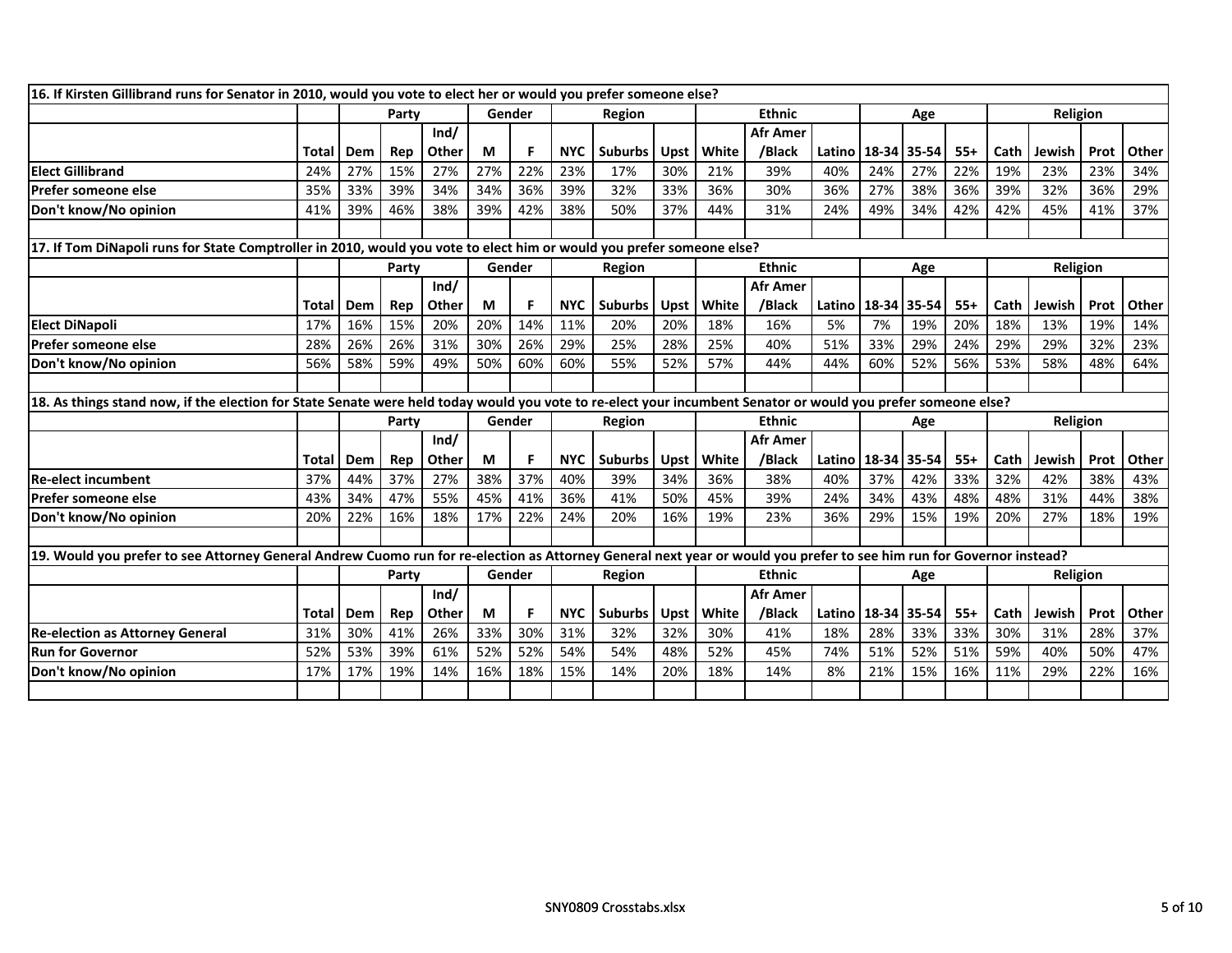**16. If Kirsten Gillibrand runs for Senator in 2010, would you vote to elect her or would you prefer someone else?**

| | | Party | | | Gender | | Region | | | Ethnic | | | Age | | | Religion | | | |
|---|---|---|---|---|---|---|---|---|---|---|---|---|---|---|---|---|---|---|---|
| | Total | Dem | Rep | Ind/ Other | M | F | NYC | Suburbs | Upst | White | Afr Amer /Black | Latino | 18-34 | 35-54 | 55+ | Cath | Jewish | Prot | Other |
| **Elect Gillibrand** | 24% | 27% | 15% | 27% | 27% | 22% | 23% | 17% | 30% | 21% | 39% | 40% | 24% | 27% | 22% | 19% | 23% | 23% | 34% |
| **Prefer someone else** | 35% | 33% | 39% | 34% | 34% | 36% | 39% | 32% | 33% | 36% | 30% | 36% | 27% | 38% | 36% | 39% | 32% | 36% | 29% |
| **Don't know/No opinion** | 41% | 39% | 46% | 38% | 39% | 42% | 38% | 50% | 37% | 44% | 31% | 24% | 49% | 34% | 42% | 42% | 45% | 41% | 37% |

**17. If Tom DiNapoli runs for State Comptroller in 2010, would you vote to elect him or would you prefer someone else?**

| | | Party | | | Gender | | Region | | | Ethnic | | | Age | | | Religion | | | |
|---|---|---|---|---|---|---|---|---|---|---|---|---|---|---|---|---|---|---|---|
| | Total | Dem | Rep | Ind/ Other | M | F | NYC | Suburbs | Upst | White | Afr Amer /Black | Latino | 18-34 | 35-54 | 55+ | Cath | Jewish | Prot | Other |
| **Elect DiNapoli** | 17% | 16% | 15% | 20% | 20% | 14% | 11% | 20% | 20% | 18% | 16% | 5% | 7% | 19% | 20% | 18% | 13% | 19% | 14% |
| **Prefer someone else** | 28% | 26% | 26% | 31% | 30% | 26% | 29% | 25% | 28% | 25% | 40% | 51% | 33% | 29% | 24% | 29% | 29% | 32% | 23% |
| **Don't know/No opinion** | 56% | 58% | 59% | 49% | 50% | 60% | 60% | 55% | 52% | 57% | 44% | 44% | 60% | 52% | 56% | 53% | 58% | 48% | 64% |

**18. As things stand now, if the election for State Senate were held today would you vote to re-elect your incumbent Senator or would you prefer someone else?**

| | | Party | | | Gender | | Region | | | Ethnic | | | Age | | | Religion | | | |
|---|---|---|---|---|---|---|---|---|---|---|---|---|---|---|---|---|---|---|---|
| | Total | Dem | Rep | Ind/ Other | M | F | NYC | Suburbs | Upst | White | Afr Amer /Black | Latino | 18-34 | 35-54 | 55+ | Cath | Jewish | Prot | Other |
| **Re-elect incumbent** | 37% | 44% | 37% | 27% | 38% | 37% | 40% | 39% | 34% | 36% | 38% | 40% | 37% | 42% | 33% | 32% | 42% | 38% | 43% |
| **Prefer someone else** | 43% | 34% | 47% | 55% | 45% | 41% | 36% | 41% | 50% | 45% | 39% | 24% | 34% | 43% | 48% | 48% | 31% | 44% | 38% |
| **Don't know/No opinion** | 20% | 22% | 16% | 18% | 17% | 22% | 24% | 20% | 16% | 19% | 23% | 36% | 29% | 15% | 19% | 20% | 27% | 18% | 19% |

**19. Would you prefer to see Attorney General Andrew Cuomo run for re-election as Attorney General next year or would you prefer to see him run for Governor instead?**

| | | Party | | | Gender | | Region | | | Ethnic | | | Age | | | Religion | | | |
|---|---|---|---|---|---|---|---|---|---|---|---|---|---|---|---|---|---|---|---|
| | Total | Dem | Rep | Ind/ Other | M | F | NYC | Suburbs | Upst | White | Afr Amer /Black | Latino | 18-34 | 35-54 | 55+ | Cath | Jewish | Prot | Other |
| **Re-election as Attorney General** | 31% | 30% | 41% | 26% | 33% | 30% | 31% | 32% | 32% | 30% | 41% | 18% | 28% | 33% | 33% | 30% | 31% | 28% | 37% |
| **Run for Governor** | 52% | 53% | 39% | 61% | 52% | 52% | 54% | 54% | 48% | 52% | 45% | 74% | 51% | 52% | 51% | 59% | 40% | 50% | 47% |
| **Don't know/No opinion** | 17% | 17% | 19% | 14% | 16% | 18% | 15% | 14% | 20% | 18% | 14% | 8% | 21% | 15% | 16% | 11% | 29% | 22% | 16% |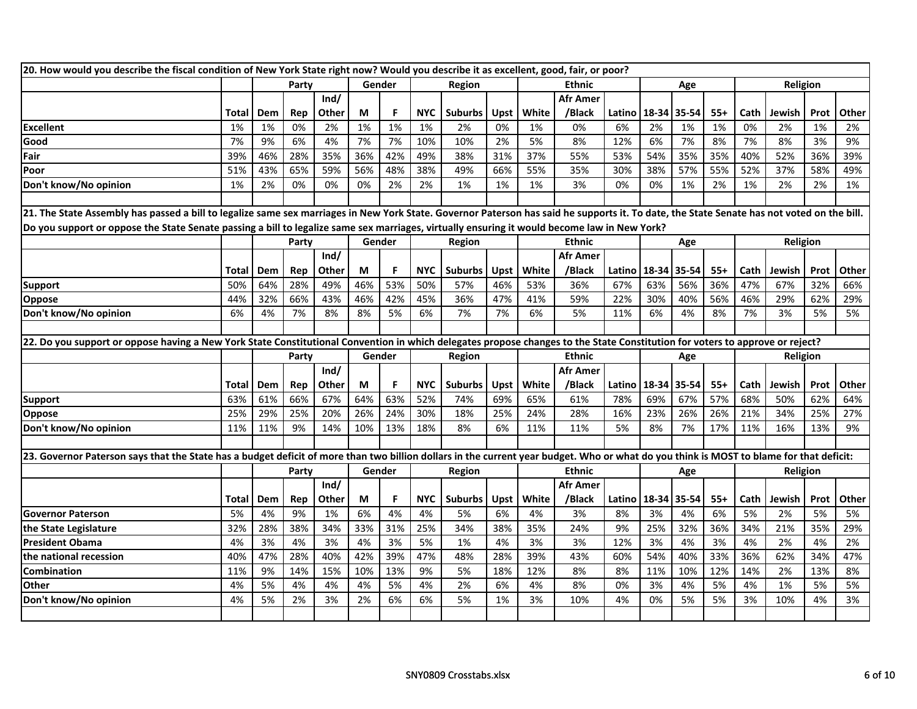**20. How would you describe the fiscal condition of New York State right now? Would you describe it as excellent, good, fair, or poor?**

| | | Party | | | Gender | | Region | | | Ethnic | | | Age | | | Religion | | | |
|---|---|---|---|---|---|---|---|---|---|---|---|---|---|---|---|---|---|---|---|
| | Total | Dem | Rep | Ind/ Other | M | F | NYC | Suburbs | Upst | White | Afr Amer /Black | Latino | 18-34 | 35-54 | 55+ | Cath | Jewish | Prot | Other |
| Excellent | 1% | 1% | 0% | 2% | 1% | 1% | 1% | 2% | 0% | 1% | 0% | 6% | 2% | 1% | 1% | 0% | 2% | 1% | 2% |
| Good | 7% | 9% | 6% | 4% | 7% | 7% | 10% | 10% | 2% | 5% | 8% | 12% | 6% | 7% | 8% | 7% | 8% | 3% | 9% |
| Fair | 39% | 46% | 28% | 35% | 36% | 42% | 49% | 38% | 31% | 37% | 55% | 53% | 54% | 35% | 35% | 40% | 52% | 36% | 39% |
| Poor | 51% | 43% | 65% | 59% | 56% | 48% | 38% | 49% | 66% | 55% | 35% | 30% | 38% | 57% | 55% | 52% | 37% | 58% | 49% |
| Don't know/No opinion | 1% | 2% | 0% | 0% | 0% | 2% | 2% | 1% | 1% | 1% | 3% | 0% | 0% | 1% | 2% | 1% | 2% | 2% | 1% |

**21. The State Assembly has passed a bill to legalize same sex marriages in New York State. Governor Paterson has said he supports it. To date, the State Senate has not voted on the bill. Do you support or oppose the State Senate passing a bill to legalize same sex marriages, virtually ensuring it would become law in New York?**

| | | Party | | | Gender | | Region | | | Ethnic | | | Age | | | Religion | | | |
|---|---|---|---|---|---|---|---|---|---|---|---|---|---|---|---|---|---|---|---|
| | Total | Dem | Rep | Ind/ Other | M | F | NYC | Suburbs | Upst | White | Afr Amer /Black | Latino | 18-34 | 35-54 | 55+ | Cath | Jewish | Prot | Other |
| Support | 50% | 64% | 28% | 49% | 46% | 53% | 50% | 57% | 46% | 53% | 36% | 67% | 63% | 56% | 36% | 47% | 67% | 32% | 66% |
| Oppose | 44% | 32% | 66% | 43% | 46% | 42% | 45% | 36% | 47% | 41% | 59% | 22% | 30% | 40% | 56% | 46% | 29% | 62% | 29% |
| Don't know/No opinion | 6% | 4% | 7% | 8% | 8% | 5% | 6% | 7% | 7% | 6% | 5% | 11% | 6% | 4% | 8% | 7% | 3% | 5% | 5% |

**22. Do you support or oppose having a New York State Constitutional Convention in which delegates propose changes to the State Constitution for voters to approve or reject?**

| | | Party | | | Gender | | Region | | | Ethnic | | | Age | | | Religion | | | |
|---|---|---|---|---|---|---|---|---|---|---|---|---|---|---|---|---|---|---|---|
| | Total | Dem | Rep | Ind/ Other | M | F | NYC | Suburbs | Upst | White | Afr Amer /Black | Latino | 18-34 | 35-54 | 55+ | Cath | Jewish | Prot | Other |
| Support | 63% | 61% | 66% | 67% | 64% | 63% | 52% | 74% | 69% | 65% | 61% | 78% | 69% | 67% | 57% | 68% | 50% | 62% | 64% |
| Oppose | 25% | 29% | 25% | 20% | 26% | 24% | 30% | 18% | 25% | 24% | 28% | 16% | 23% | 26% | 26% | 21% | 34% | 25% | 27% |
| Don't know/No opinion | 11% | 11% | 9% | 14% | 10% | 13% | 18% | 8% | 6% | 11% | 11% | 5% | 8% | 7% | 17% | 11% | 16% | 13% | 9% |

**23. Governor Paterson says that the State has a budget deficit of more than two billion dollars in the current year budget. Who or what do you think is MOST to blame for that deficit:**

| | | Party | | | Gender | | Region | | | Ethnic | | | Age | | | Religion | | | |
|---|---|---|---|---|---|---|---|---|---|---|---|---|---|---|---|---|---|---|---|
| | Total | Dem | Rep | Ind/ Other | M | F | NYC | Suburbs | Upst | White | Afr Amer /Black | Latino | 18-34 | 35-54 | 55+ | Cath | Jewish | Prot | Other |
| Governor Paterson | 5% | 4% | 9% | 1% | 6% | 4% | 4% | 5% | 6% | 4% | 3% | 8% | 3% | 4% | 6% | 5% | 2% | 5% | 5% |
| the State Legislature | 32% | 28% | 38% | 34% | 33% | 31% | 25% | 34% | 38% | 35% | 24% | 9% | 25% | 32% | 36% | 34% | 21% | 35% | 29% |
| President Obama | 4% | 3% | 4% | 3% | 4% | 3% | 5% | 1% | 4% | 3% | 3% | 12% | 3% | 4% | 3% | 4% | 2% | 4% | 2% |
| the national recession | 40% | 47% | 28% | 40% | 42% | 39% | 47% | 48% | 28% | 39% | 43% | 60% | 54% | 40% | 33% | 36% | 62% | 34% | 47% |
| Combination | 11% | 9% | 14% | 15% | 10% | 13% | 9% | 5% | 18% | 12% | 8% | 8% | 11% | 10% | 12% | 14% | 2% | 13% | 8% |
| Other | 4% | 5% | 4% | 4% | 4% | 5% | 4% | 2% | 6% | 4% | 8% | 0% | 3% | 4% | 5% | 4% | 1% | 5% | 5% |
| Don't know/No opinion | 4% | 5% | 2% | 3% | 2% | 6% | 6% | 5% | 1% | 3% | 10% | 4% | 0% | 5% | 5% | 3% | 10% | 4% | 3% |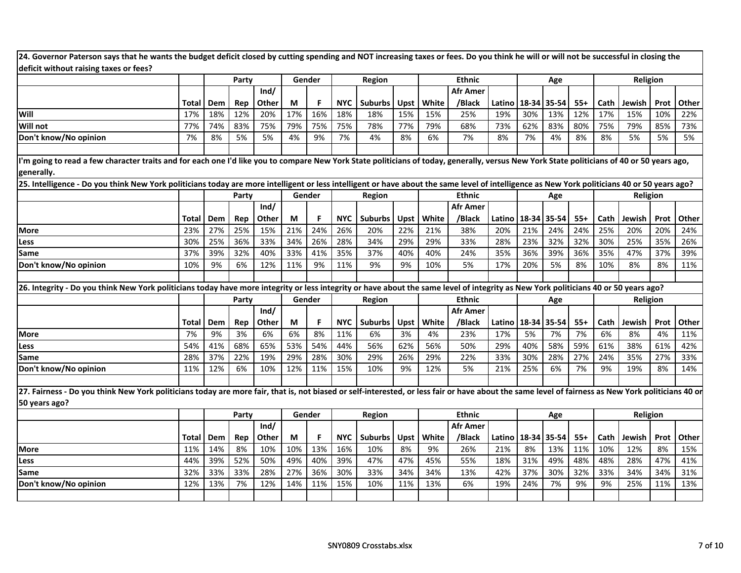24. Governor Paterson says that he wants the budget deficit closed by cutting spending and NOT increasing taxes or fees. Do you think he will or will not be successful in closing the deficit without raising taxes or fees?

| | | Party | | | Gender | | Region | | | Ethnic | | | Age | | | Religion | | | |
|---|---|---|---|---|---|---|---|---|---|---|---|---|---|---|---|---|---|---|---|
| | Total | Dem | Rep | Ind/ Other | M | F | NYC | Suburbs | Upst | White | Afr Amer /Black | Latino | 18-34 | 35-54 | 55+ | Cath | Jewish | Prot | Other |
| Will | 17% | 18% | 12% | 20% | 17% | 16% | 18% | 18% | 15% | 15% | 25% | 19% | 30% | 13% | 12% | 17% | 15% | 10% | 22% |
| Will not | 77% | 74% | 83% | 75% | 79% | 75% | 75% | 78% | 77% | 79% | 68% | 73% | 62% | 83% | 80% | 75% | 79% | 85% | 73% |
| Don't know/No opinion | 7% | 8% | 5% | 5% | 4% | 9% | 7% | 4% | 8% | 6% | 7% | 8% | 7% | 4% | 8% | 8% | 5% | 5% | 5% |

I'm going to read a few character traits and for each one I'd like you to compare New York State politicians of today, generally, versus New York State politicians of 40 or 50 years ago, generally.

25. Intelligence - Do you think New York politicians today are more intelligent or less intelligent or have about the same level of intelligence as New York politicians 40 or 50 years ago?

| | | Party | | | Gender | | Region | | | Ethnic | | | Age | | | Religion | | | |
|---|---|---|---|---|---|---|---|---|---|---|---|---|---|---|---|---|---|---|---|
| | Total | Dem | Rep | Ind/ Other | M | F | NYC | Suburbs | Upst | White | Afr Amer /Black | Latino | 18-34 | 35-54 | 55+ | Cath | Jewish | Prot | Other |
| More | 23% | 27% | 25% | 15% | 21% | 24% | 26% | 20% | 22% | 21% | 38% | 20% | 21% | 24% | 24% | 25% | 20% | 20% | 24% |
| Less | 30% | 25% | 36% | 33% | 34% | 26% | 28% | 34% | 29% | 29% | 33% | 28% | 23% | 32% | 32% | 30% | 25% | 35% | 26% |
| Same | 37% | 39% | 32% | 40% | 33% | 41% | 35% | 37% | 40% | 40% | 24% | 35% | 36% | 39% | 36% | 35% | 47% | 37% | 39% |
| Don't know/No opinion | 10% | 9% | 6% | 12% | 11% | 9% | 11% | 9% | 9% | 10% | 5% | 17% | 20% | 5% | 8% | 10% | 8% | 8% | 11% |

26. Integrity - Do you think New York politicians today have more integrity or less integrity or have about the same level of integrity as New York politicians 40 or 50 years ago?

| | | Party | | | Gender | | Region | | | Ethnic | | | Age | | | Religion | | | |
|---|---|---|---|---|---|---|---|---|---|---|---|---|---|---|---|---|---|---|---|
| | Total | Dem | Rep | Ind/ Other | M | F | NYC | Suburbs | Upst | White | Afr Amer /Black | Latino | 18-34 | 35-54 | 55+ | Cath | Jewish | Prot | Other |
| More | 7% | 9% | 3% | 6% | 6% | 8% | 11% | 6% | 3% | 4% | 23% | 17% | 5% | 7% | 7% | 6% | 8% | 4% | 11% |
| Less | 54% | 41% | 68% | 65% | 53% | 54% | 44% | 56% | 62% | 56% | 50% | 29% | 40% | 58% | 59% | 61% | 38% | 61% | 42% |
| Same | 28% | 37% | 22% | 19% | 29% | 28% | 30% | 29% | 26% | 29% | 22% | 33% | 30% | 28% | 27% | 24% | 35% | 27% | 33% |
| Don't know/No opinion | 11% | 12% | 6% | 10% | 12% | 11% | 15% | 10% | 9% | 12% | 5% | 21% | 25% | 6% | 7% | 9% | 19% | 8% | 14% |

27. Fairness - Do you think New York politicians today are more fair, that is, not biased or self-interested, or less fair or have about the same level of fairness as New York politicians 40 or 50 years ago?

| | | Party | | | Gender | | Region | | | Ethnic | | | Age | | | Religion | | | |
|---|---|---|---|---|---|---|---|---|---|---|---|---|---|---|---|---|---|---|---|
| | Total | Dem | Rep | Ind/ Other | M | F | NYC | Suburbs | Upst | White | Afr Amer /Black | Latino | 18-34 | 35-54 | 55+ | Cath | Jewish | Prot | Other |
| More | 11% | 14% | 8% | 10% | 10% | 13% | 16% | 10% | 8% | 9% | 26% | 21% | 8% | 13% | 11% | 10% | 12% | 8% | 15% |
| Less | 44% | 39% | 52% | 50% | 49% | 40% | 39% | 47% | 47% | 45% | 55% | 18% | 31% | 49% | 48% | 48% | 28% | 47% | 41% |
| Same | 32% | 33% | 33% | 28% | 27% | 36% | 30% | 33% | 34% | 34% | 13% | 42% | 37% | 30% | 32% | 33% | 34% | 34% | 31% |
| Don't know/No opinion | 12% | 13% | 7% | 12% | 14% | 11% | 15% | 10% | 11% | 13% | 6% | 19% | 24% | 7% | 9% | 9% | 25% | 11% | 13% |

SNY0809 Crosstabs.xlsx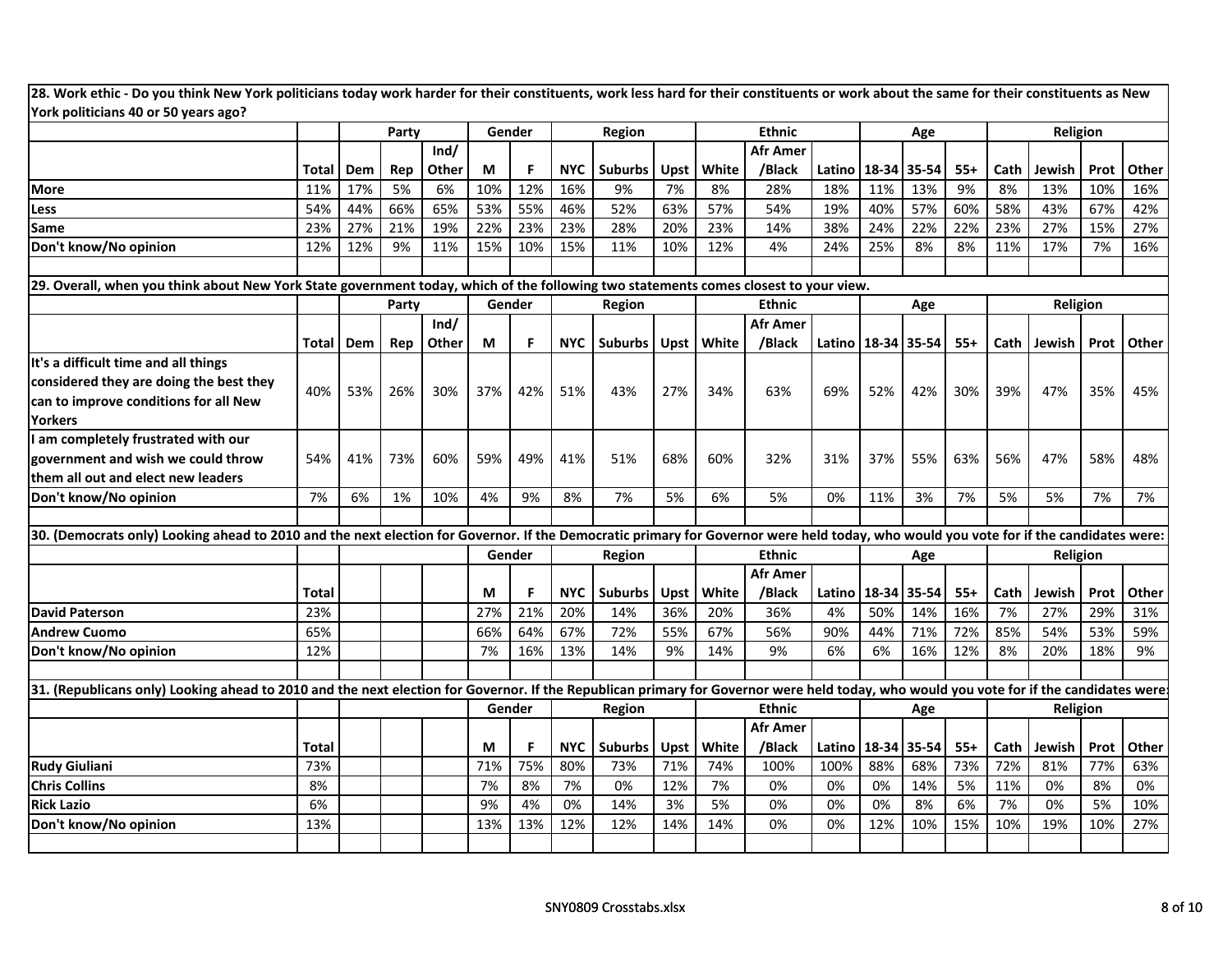**28. Work ethic - Do you think New York politicians today work harder for their constituents, work less hard for their constituents or work about the same for their constituents as New York politicians 40 or 50 years ago?**

| | | Party | | | Gender | | Region | | | Ethnic | | | Age | | | Religion | | | |
|---|---|---|---|---|---|---|---|---|---|---|---|---|---|---|---|---|---|---|---|
| | Total | Dem | Rep | Ind/ Other | M | F | NYC | Suburbs | Upst | White | Afr Amer /Black | Latino | 18-34 | 35-54 | 55+ | Cath | Jewish | Prot | Other |
| **More** | 11% | 17% | 5% | 6% | 10% | 12% | 16% | 9% | 7% | 8% | 28% | 18% | 11% | 13% | 9% | 8% | 13% | 10% | 16% |
| **Less** | 54% | 44% | 66% | 65% | 53% | 55% | 46% | 52% | 63% | 57% | 54% | 19% | 40% | 57% | 60% | 58% | 43% | 67% | 42% |
| **Same** | 23% | 27% | 21% | 19% | 22% | 23% | 23% | 28% | 20% | 23% | 14% | 38% | 24% | 22% | 22% | 23% | 27% | 15% | 27% |
| **Don't know/No opinion** | 12% | 12% | 9% | 11% | 15% | 10% | 15% | 11% | 10% | 12% | 4% | 24% | 25% | 8% | 8% | 11% | 17% | 7% | 16% |

**29. Overall, when you think about New York State government today, which of the following two statements comes closest to your view.**

| | | Party | | | Gender | | Region | | | Ethnic | | | Age | | | Religion | | | |
|---|---|---|---|---|---|---|---|---|---|---|---|---|---|---|---|---|---|---|---|
| | Total | Dem | Rep | Ind/ Other | M | F | NYC | Suburbs | Upst | White | Afr Amer /Black | Latino | 18-34 | 35-54 | 55+ | Cath | Jewish | Prot | Other |
| **It's a difficult time and all things considered they are doing the best they can to improve conditions for all New Yorkers** | 40% | 53% | 26% | 30% | 37% | 42% | 51% | 43% | 27% | 34% | 63% | 69% | 52% | 42% | 30% | 39% | 47% | 35% | 45% |
| **I am completely frustrated with our government and wish we could throw them all out and elect new leaders** | 54% | 41% | 73% | 60% | 59% | 49% | 41% | 51% | 68% | 60% | 32% | 31% | 37% | 55% | 63% | 56% | 47% | 58% | 48% |
| **Don't know/No opinion** | 7% | 6% | 1% | 10% | 4% | 9% | 8% | 7% | 5% | 6% | 5% | 0% | 11% | 3% | 7% | 5% | 5% | 7% | 7% |

**30. (Democrats only) Looking ahead to 2010 and the next election for Governor. If the Democratic primary for Governor were held today, who would you vote for if the candidates were:**

| | | | | | Gender | | Region | | | Ethnic | | | Age | | | Religion | | | |
|---|---|---|---|---|---|---|---|---|---|---|---|---|---|---|---|---|---|---|---|
| | Total | | | | M | F | NYC | Suburbs | Upst | White | Afr Amer /Black | Latino | 18-34 | 35-54 | 55+ | Cath | Jewish | Prot | Other |
| **David Paterson** | 23% | | | | 27% | 21% | 20% | 14% | 36% | 20% | 36% | 4% | 50% | 14% | 16% | 7% | 27% | 29% | 31% |
| **Andrew Cuomo** | 65% | | | | 66% | 64% | 67% | 72% | 55% | 67% | 56% | 90% | 44% | 71% | 72% | 85% | 54% | 53% | 59% |
| **Don't know/No opinion** | 12% | | | | 7% | 16% | 13% | 14% | 9% | 14% | 9% | 6% | 6% | 16% | 12% | 8% | 20% | 18% | 9% |

**31. (Republicans only) Looking ahead to 2010 and the next election for Governor. If the Republican primary for Governor were held today, who would you vote for if the candidates were:**

| | | | | | Gender | | Region | | | Ethnic | | | Age | | | Religion | | | |
|---|---|---|---|---|---|---|---|---|---|---|---|---|---|---|---|---|---|---|---|
| | Total | | | | M | F | NYC | Suburbs | Upst | White | Afr Amer /Black | Latino | 18-34 | 35-54 | 55+ | Cath | Jewish | Prot | Other |
| **Rudy Giuliani** | 73% | | | | 71% | 75% | 80% | 73% | 71% | 74% | 100% | 100% | 88% | 68% | 73% | 72% | 81% | 77% | 63% |
| **Chris Collins** | 8% | | | | 7% | 8% | 7% | 0% | 12% | 7% | 0% | 0% | 0% | 14% | 5% | 11% | 0% | 8% | 0% |
| **Rick Lazio** | 6% | | | | 9% | 4% | 0% | 14% | 3% | 5% | 0% | 0% | 0% | 8% | 6% | 7% | 0% | 5% | 10% |
| **Don't know/No opinion** | 13% | | | | 13% | 13% | 12% | 12% | 14% | 14% | 0% | 0% | 12% | 10% | 15% | 10% | 19% | 10% | 27% |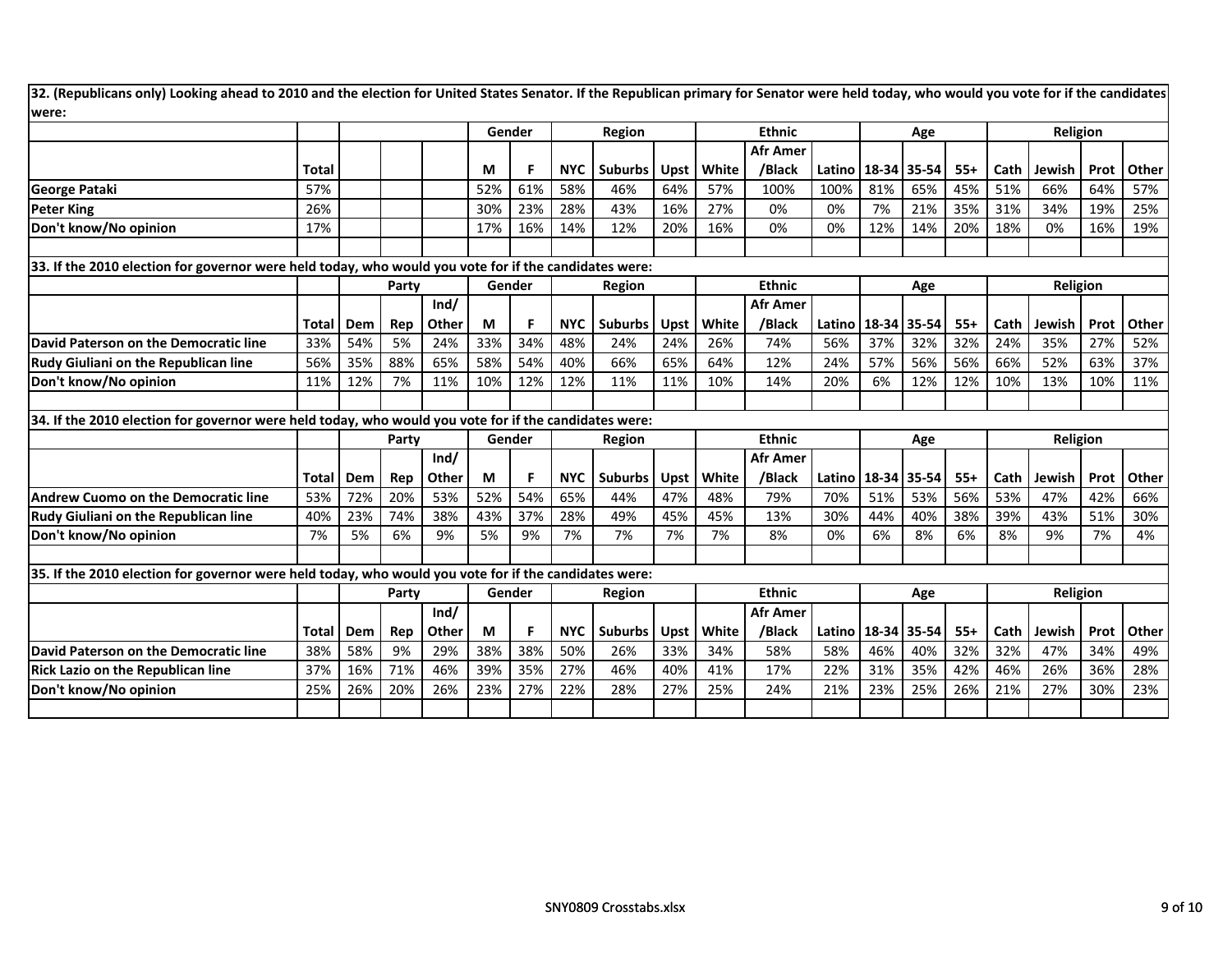**32. (Republicans only) Looking ahead to 2010 and the election for United States Senator. If the Republican primary for Senator were held today, who would you vote for if the candidates were:**

| | | | | | Gender | | Region | | | Ethnic | | | Age | | | Religion | | | |
|---|---|---|---|---|---|---|---|---|---|---|---|---|---|---|---|---|---|---|---|
| | Total | | | | M | F | NYC | Suburbs | Upst | White | Afr Amer /Black | Latino | 18-34 | 35-54 | 55+ | Cath | Jewish | Prot | Other |
| **George Pataki** | 57% | | | | 52% | 61% | 58% | 46% | 64% | 57% | 100% | 100% | 81% | 65% | 45% | 51% | 66% | 64% | 57% |
| **Peter King** | 26% | | | | 30% | 23% | 28% | 43% | 16% | 27% | 0% | 0% | 7% | 21% | 35% | 31% | 34% | 19% | 25% |
| **Don't know/No opinion** | 17% | | | | 17% | 16% | 14% | 12% | 20% | 16% | 0% | 0% | 12% | 14% | 20% | 18% | 0% | 16% | 19% |

**33. If the 2010 election for governor were held today, who would you vote for if the candidates were:**

| | | Party | | | Gender | | Region | | | Ethnic | | | Age | | | Religion | | | |
|---|---|---|---|---|---|---|---|---|---|---|---|---|---|---|---|---|---|---|---|
| | Total | Dem | Rep | Ind/ Other | M | F | NYC | Suburbs | Upst | White | Afr Amer /Black | Latino | 18-34 | 35-54 | 55+ | Cath | Jewish | Prot | Other |
| **David Paterson on the Democratic line** | 33% | 54% | 5% | 24% | 33% | 34% | 48% | 24% | 24% | 26% | 74% | 56% | 37% | 32% | 32% | 24% | 35% | 27% | 52% |
| **Rudy Giuliani on the Republican line** | 56% | 35% | 88% | 65% | 58% | 54% | 40% | 66% | 65% | 64% | 12% | 24% | 57% | 56% | 56% | 66% | 52% | 63% | 37% |
| **Don't know/No opinion** | 11% | 12% | 7% | 11% | 10% | 12% | 12% | 11% | 11% | 10% | 14% | 20% | 6% | 12% | 12% | 10% | 13% | 10% | 11% |

**34. If the 2010 election for governor were held today, who would you vote for if the candidates were:**

| | | Party | | | Gender | | Region | | | Ethnic | | | Age | | | Religion | | | |
|---|---|---|---|---|---|---|---|---|---|---|---|---|---|---|---|---|---|---|---|
| | Total | Dem | Rep | Ind/ Other | M | F | NYC | Suburbs | Upst | White | Afr Amer /Black | Latino | 18-34 | 35-54 | 55+ | Cath | Jewish | Prot | Other |
| **Andrew Cuomo on the Democratic line** | 53% | 72% | 20% | 53% | 52% | 54% | 65% | 44% | 47% | 48% | 79% | 70% | 51% | 53% | 56% | 53% | 47% | 42% | 66% |
| **Rudy Giuliani on the Republican line** | 40% | 23% | 74% | 38% | 43% | 37% | 28% | 49% | 45% | 45% | 13% | 30% | 44% | 40% | 38% | 39% | 43% | 51% | 30% |
| **Don't know/No opinion** | 7% | 5% | 6% | 9% | 5% | 9% | 7% | 7% | 7% | 7% | 8% | 0% | 6% | 8% | 6% | 8% | 9% | 7% | 4% |

**35. If the 2010 election for governor were held today, who would you vote for if the candidates were:**

| | | Party | | | Gender | | Region | | | Ethnic | | | Age | | | Religion | | | |
|---|---|---|---|---|---|---|---|---|---|---|---|---|---|---|---|---|---|---|---|
| | Total | Dem | Rep | Ind/ Other | M | F | NYC | Suburbs | Upst | White | Afr Amer /Black | Latino | 18-34 | 35-54 | 55+ | Cath | Jewish | Prot | Other |
| **David Paterson on the Democratic line** | 38% | 58% | 9% | 29% | 38% | 38% | 50% | 26% | 33% | 34% | 58% | 58% | 46% | 40% | 32% | 32% | 47% | 34% | 49% |
| **Rick Lazio on the Republican line** | 37% | 16% | 71% | 46% | 39% | 35% | 27% | 46% | 40% | 41% | 17% | 22% | 31% | 35% | 42% | 46% | 26% | 36% | 28% |
| **Don't know/No opinion** | 25% | 26% | 20% | 26% | 23% | 27% | 22% | 28% | 27% | 25% | 24% | 21% | 23% | 25% | 26% | 21% | 27% | 30% | 23% |

SNY0809 Crosstabs.xlsx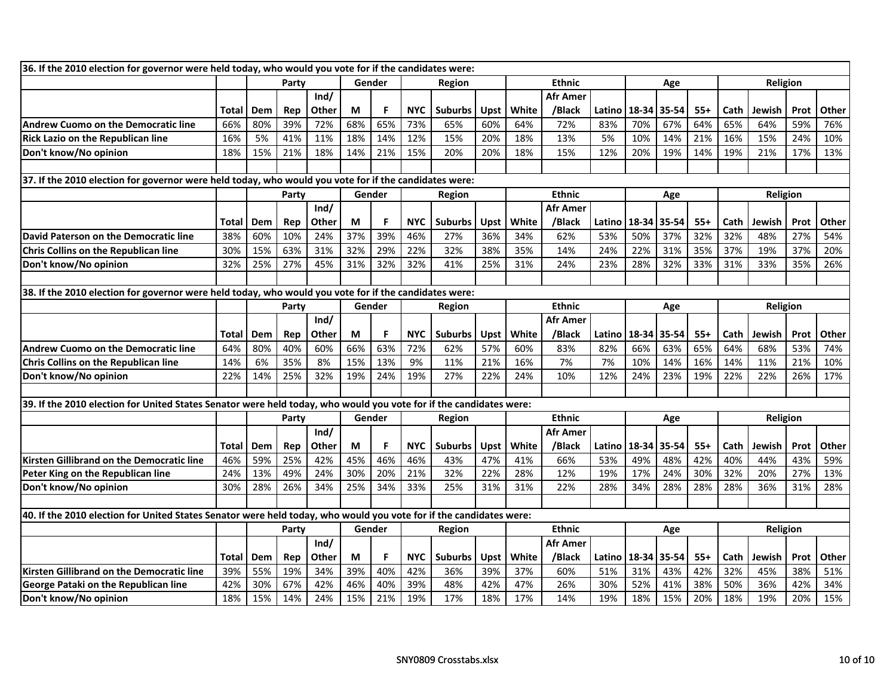**36. If the 2010 election for governor were held today, who would you vote for if the candidates were:**

| | | Party | | | Gender | | Region | | | Ethnic | | | Age | | | Religion | | | |
|---|---|---|---|---|---|---|---|---|---|---|---|---|---|---|---|---|---|---|---|
| | Total | Dem | Rep | Ind/ Other | M | F | NYC | Suburbs | Upst | White | Afr Amer /Black | Latino | 18-34 | 35-54 | 55+ | Cath | Jewish | Prot | Other |
| **Andrew Cuomo on the Democratic line** | 66% | 80% | 39% | 72% | 68% | 65% | 73% | 65% | 60% | 64% | 72% | 83% | 70% | 67% | 64% | 65% | 64% | 59% | 76% |
| **Rick Lazio on the Republican line** | 16% | 5% | 41% | 11% | 18% | 14% | 12% | 15% | 20% | 18% | 13% | 5% | 10% | 14% | 21% | 16% | 15% | 24% | 10% |
| **Don't know/No opinion** | 18% | 15% | 21% | 18% | 14% | 21% | 15% | 20% | 20% | 18% | 15% | 12% | 20% | 19% | 14% | 19% | 21% | 17% | 13% |

**37. If the 2010 election for governor were held today, who would you vote for if the candidates were:**

| | | Party | | | Gender | | Region | | | Ethnic | | | Age | | | Religion | | | |
|---|---|---|---|---|---|---|---|---|---|---|---|---|---|---|---|---|---|---|---|
| | Total | Dem | Rep | Ind/ Other | M | F | NYC | Suburbs | Upst | White | Afr Amer /Black | Latino | 18-34 | 35-54 | 55+ | Cath | Jewish | Prot | Other |
| **David Paterson on the Democratic line** | 38% | 60% | 10% | 24% | 37% | 39% | 46% | 27% | 36% | 34% | 62% | 53% | 50% | 37% | 32% | 32% | 48% | 27% | 54% |
| **Chris Collins on the Republican line** | 30% | 15% | 63% | 31% | 32% | 29% | 22% | 32% | 38% | 35% | 14% | 24% | 22% | 31% | 35% | 37% | 19% | 37% | 20% |
| **Don't know/No opinion** | 32% | 25% | 27% | 45% | 31% | 32% | 32% | 41% | 25% | 31% | 24% | 23% | 28% | 32% | 33% | 31% | 33% | 35% | 26% |

**38. If the 2010 election for governor were held today, who would you vote for if the candidates were:**

| | | Party | | | Gender | | Region | | | Ethnic | | | Age | | | Religion | | | |
|---|---|---|---|---|---|---|---|---|---|---|---|---|---|---|---|---|---|---|---|
| | Total | Dem | Rep | Ind/ Other | M | F | NYC | Suburbs | Upst | White | Afr Amer /Black | Latino | 18-34 | 35-54 | 55+ | Cath | Jewish | Prot | Other |
| **Andrew Cuomo on the Democratic line** | 64% | 80% | 40% | 60% | 66% | 63% | 72% | 62% | 57% | 60% | 83% | 82% | 66% | 63% | 65% | 64% | 68% | 53% | 74% |
| **Chris Collins on the Republican line** | 14% | 6% | 35% | 8% | 15% | 13% | 9% | 11% | 21% | 16% | 7% | 7% | 10% | 14% | 16% | 14% | 11% | 21% | 10% |
| **Don't know/No opinion** | 22% | 14% | 25% | 32% | 19% | 24% | 19% | 27% | 22% | 24% | 10% | 12% | 24% | 23% | 19% | 22% | 22% | 26% | 17% |

**39. If the 2010 election for United States Senator were held today, who would you vote for if the candidates were:**

| | | Party | | | Gender | | Region | | | Ethnic | | | Age | | | Religion | | | |
|---|---|---|---|---|---|---|---|---|---|---|---|---|---|---|---|---|---|---|---|
| | Total | Dem | Rep | Ind/ Other | M | F | NYC | Suburbs | Upst | White | Afr Amer /Black | Latino | 18-34 | 35-54 | 55+ | Cath | Jewish | Prot | Other |
| **Kirsten Gillibrand on the Democratic line** | 46% | 59% | 25% | 42% | 45% | 46% | 46% | 43% | 47% | 41% | 66% | 53% | 49% | 48% | 42% | 40% | 44% | 43% | 59% |
| **Peter King on the Republican line** | 24% | 13% | 49% | 24% | 30% | 20% | 21% | 32% | 22% | 28% | 12% | 19% | 17% | 24% | 30% | 32% | 20% | 27% | 13% |
| **Don't know/No opinion** | 30% | 28% | 26% | 34% | 25% | 34% | 33% | 25% | 31% | 31% | 22% | 28% | 34% | 28% | 28% | 28% | 36% | 31% | 28% |

**40. If the 2010 election for United States Senator were held today, who would you vote for if the candidates were:**

| | | Party | | | Gender | | Region | | | Ethnic | | | Age | | | Religion | | | |
|---|---|---|---|---|---|---|---|---|---|---|---|---|---|---|---|---|---|---|---|
| | Total | Dem | Rep | Ind/ Other | M | F | NYC | Suburbs | Upst | White | Afr Amer /Black | Latino | 18-34 | 35-54 | 55+ | Cath | Jewish | Prot | Other |
| **Kirsten Gillibrand on the Democratic line** | 39% | 55% | 19% | 34% | 39% | 40% | 42% | 36% | 39% | 37% | 60% | 51% | 31% | 43% | 42% | 32% | 45% | 38% | 51% |
| **George Pataki on the Republican line** | 42% | 30% | 67% | 42% | 46% | 40% | 39% | 48% | 42% | 47% | 26% | 30% | 52% | 41% | 38% | 50% | 36% | 42% | 34% |
| **Don't know/No opinion** | 18% | 15% | 14% | 24% | 15% | 21% | 19% | 17% | 18% | 17% | 14% | 19% | 18% | 15% | 20% | 18% | 19% | 20% | 15% |

SNY0809 Crosstabs.xlsx